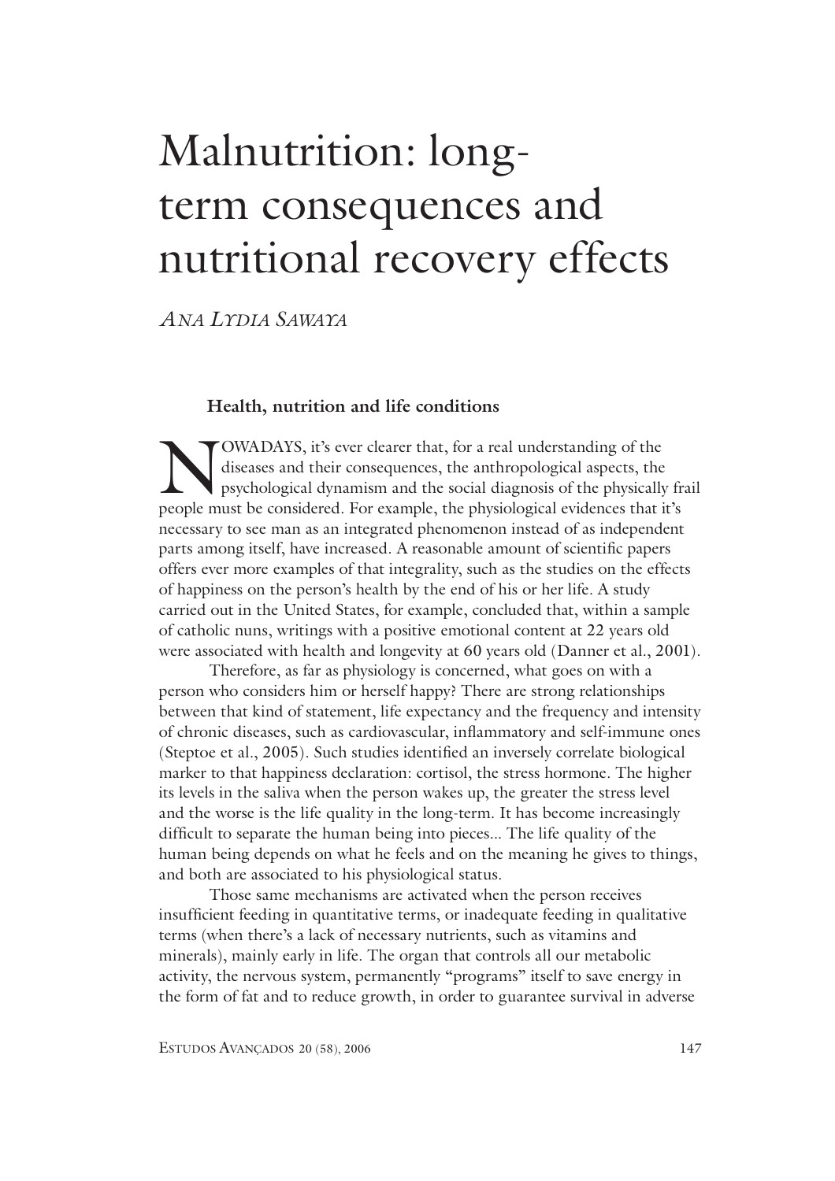# Malnutrition: long-term consequences and nutritional recovery effects

*Ana Lydia Sawaya*

## Health, nutrition and life conditions

NOWADAYS, it's ever clearer that, for a real understanding of the diseases and their consequences, the anthropological aspects, the psychological dynamism and the social diagnosis of the physically frail people must be considered. For example, the physiological evidences that it's necessary to see man as an integrated phenomenon instead of as independent parts among itself, have increased. A reasonable amount of scientific papers offers ever more examples of that integrality, such as the studies on the effects of happiness on the person's health by the end of his or her life. A study carried out in the United States, for example, concluded that, within a sample of catholic nuns, writings with a positive emotional content at 22 years old were associated with health and longevity at 60 years old (Danner et al., 2001).

Therefore, as far as physiology is concerned, what goes on with a person who considers him or herself happy? There are strong relationships between that kind of statement, life expectancy and the frequency and intensity of chronic diseases, such as cardiovascular, inflammatory and self-immune ones (Steptoe et al., 2005). Such studies identified an inversely correlate biological marker to that happiness declaration: cortisol, the stress hormone. The higher its levels in the saliva when the person wakes up, the greater the stress level and the worse is the life quality in the long-term. It has become increasingly difficult to separate the human being into pieces... The life quality of the human being depends on what he feels and on the meaning he gives to things, and both are associated to his physiological status.

Those same mechanisms are activated when the person receives insufficient feeding in quantitative terms, or inadequate feeding in qualitative terms (when there's a lack of necessary nutrients, such as vitamins and minerals), mainly early in life. The organ that controls all our metabolic activity, the nervous system, permanently "programs" itself to save energy in the form of fat and to reduce growth, in order to guarantee survival in adverse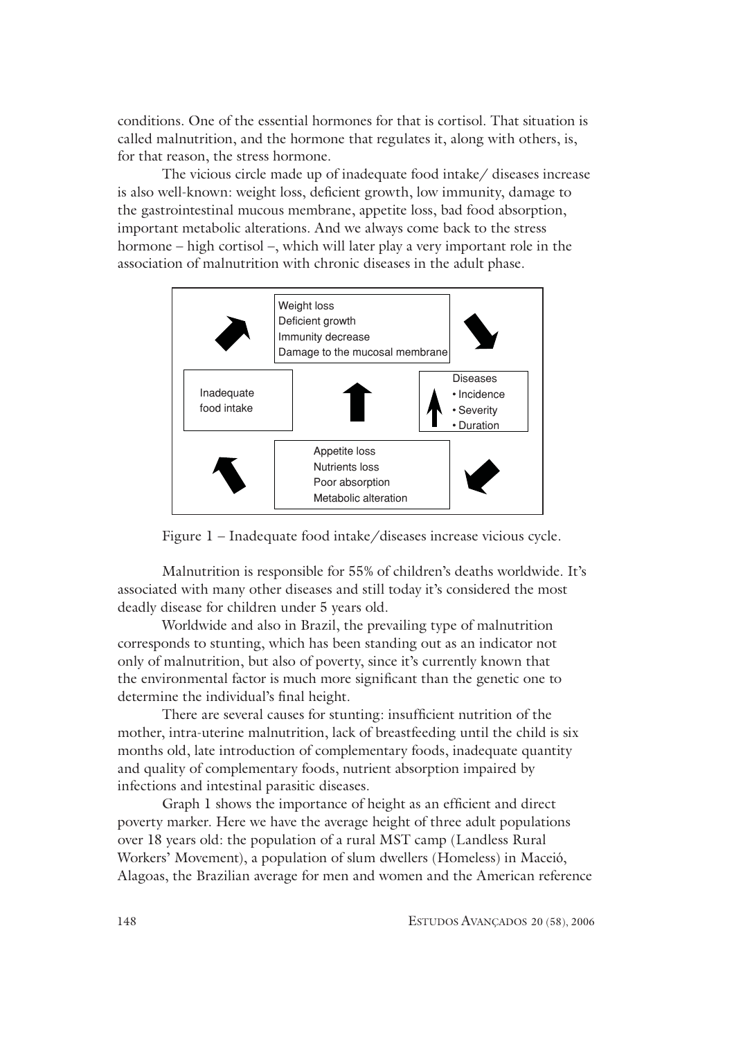conditions. One of the essential hormones for that is cortisol. That situation is called malnutrition, and the hormone that regulates it, along with others, is, for that reason, the stress hormone.

The vicious circle made up of inadequate food intake/ diseases increase is also well-known: weight loss, deficient growth, low immunity, damage to the gastrointestinal mucous membrane, appetite loss, bad food absorption, important metabolic alterations. And we always come back to the stress hormone – high cortisol –, which will later play a very important role in the association of malnutrition with chronic diseases in the adult phase.

Weight loss
Deficient growth
Immunity decrease
Damage to the mucosal membrane

Inadequate food intake

Diseases
- Incidence
- Severity
- Duration

Appetite loss
Nutrients loss
Poor absorption
Metabolic alteration

Figure 1 – Inadequate food intake/diseases increase vicious cycle.

Malnutrition is responsible for 55% of children's deaths worldwide. It's associated with many other diseases and still today it's considered the most deadly disease for children under 5 years old.

Worldwide and also in Brazil, the prevailing type of malnutrition corresponds to stunting, which has been standing out as an indicator not only of malnutrition, but also of poverty, since it's currently known that the environmental factor is much more significant than the genetic one to determine the individual's final height.

There are several causes for stunting: insufficient nutrition of the mother, intra-uterine malnutrition, lack of breastfeeding until the child is six months old, late introduction of complementary foods, inadequate quantity and quality of complementary foods, nutrient absorption impaired by infections and intestinal parasitic diseases.

Graph 1 shows the importance of height as an efficient and direct poverty marker. Here we have the average height of three adult populations over 18 years old: the population of a rural MST camp (Landless Rural Workers' Movement), a population of slum dwellers (Homeless) in Maceió, Alagoas, the Brazilian average for men and women and the American reference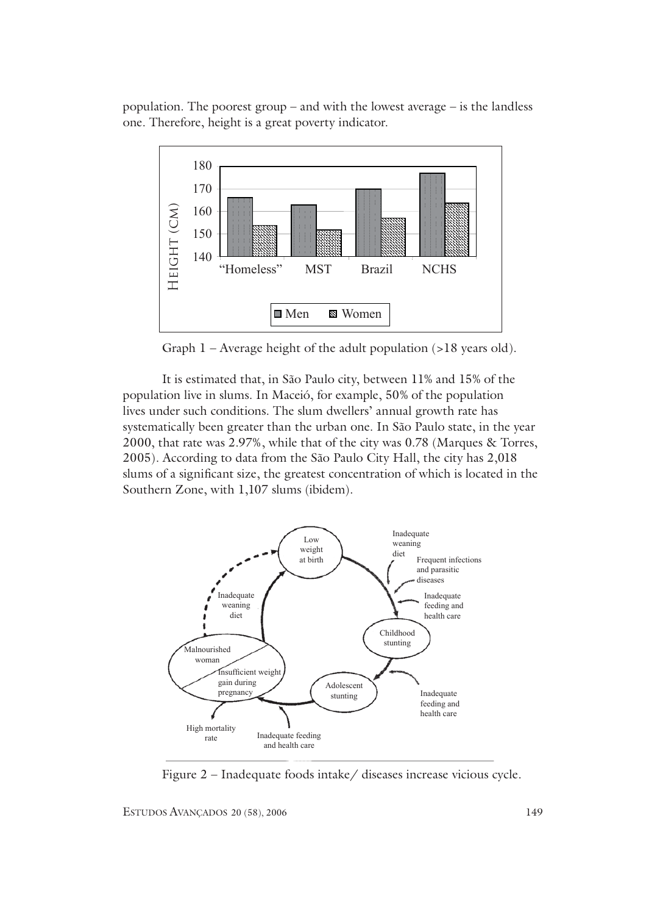population. The poorest group – and with the lowest average – is the landless one. Therefore, height is a great poverty indicator.

Graph 1 – Average height of the adult population (>18 years old).

It is estimated that, in São Paulo city, between 11% and 15% of the population live in slums. In Maceió, for example, 50% of the population lives under such conditions. The slum dwellers' annual growth rate has systematically been greater than the urban one. In São Paulo state, in the year 2000, that rate was 2.97%, while that of the city was 0.78 (Marques & Torres, 2005). According to data from the São Paulo City Hall, the city has 2,018 slums of a significant size, the greatest concentration of which is located in the Southern Zone, with 1,107 slums (ibidem).

Figure 2 – Inadequate foods intake/ diseases increase vicious cycle.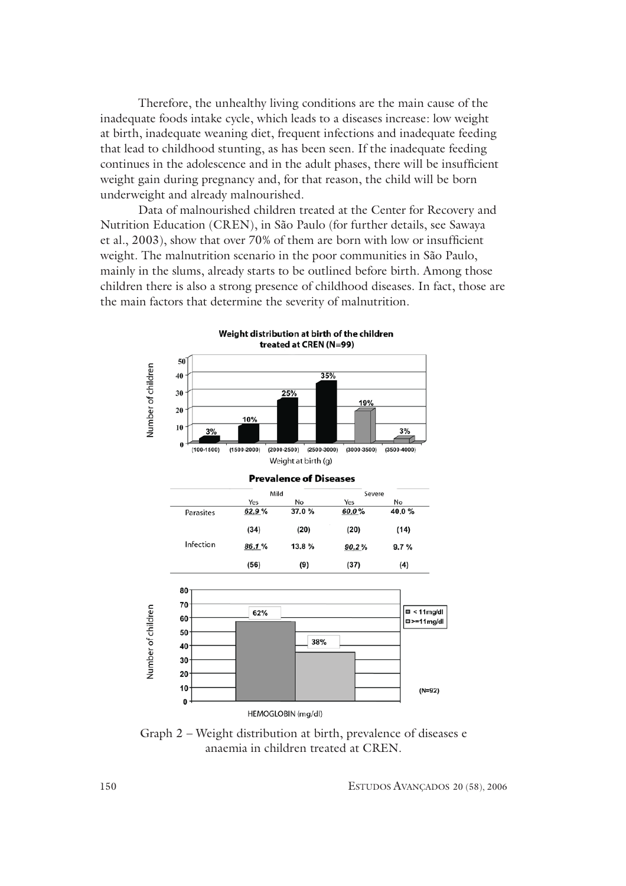Therefore, the unhealthy living conditions are the main cause of the inadequate foods intake cycle, which leads to a diseases increase: low weight at birth, inadequate weaning diet, frequent infections and inadequate feeding that lead to childhood stunting, as has been seen. If the inadequate feeding continues in the adolescence and in the adult phases, there will be insufficient weight gain during pregnancy and, for that reason, the child will be born underweight and already malnourished.

Data of malnourished children treated at the Center for Recovery and Nutrition Education (CREN), in São Paulo (for further details, see Sawaya et al., 2003), show that over 70% of them are born with low or insufficient weight. The malnutrition scenario in the poor communities in São Paulo, mainly in the slums, already starts to be outlined before birth. Among those children there is also a strong presence of childhood diseases. In fact, those are the main factors that determine the severity of malnutrition.

**Weight distribution at birth of the children treated at CREN (N=99)**

| Weight at birth (g) | (100-1500) | (1500-2000) | (2000-2500) | (2500-3000) | (3000-3500) | (3500-4000) |
|---|---|---|---|---|---|---|
| Number of children (%) | 3% | 10% | 25% | 35% | 19% | 3% |

**Prevalence of Diseases**

| | Mild | | Severe | |
|---|---|---|---|---|
| | Yes | No | Yes | No |
| Parasites | *62.9 %* | 37.0 % | *60.0 %* | 40.0 % |
| | (34) | (20) | (20) | (14) |
| Infection | *86.1 %* | 13.8 % | *90.2 %* | 9.7 % |
| | (56) | (9) | (37) | (4) |

| HEMOGLOBIN (mg/dl) | < 11mg/dl | >=11mg/dl |
|---|---|---|
| Number of children (N=92) | 62% | 38% |

Graph 2 – Weight distribution at birth, prevalence of diseases e anaemia in children treated at CREN.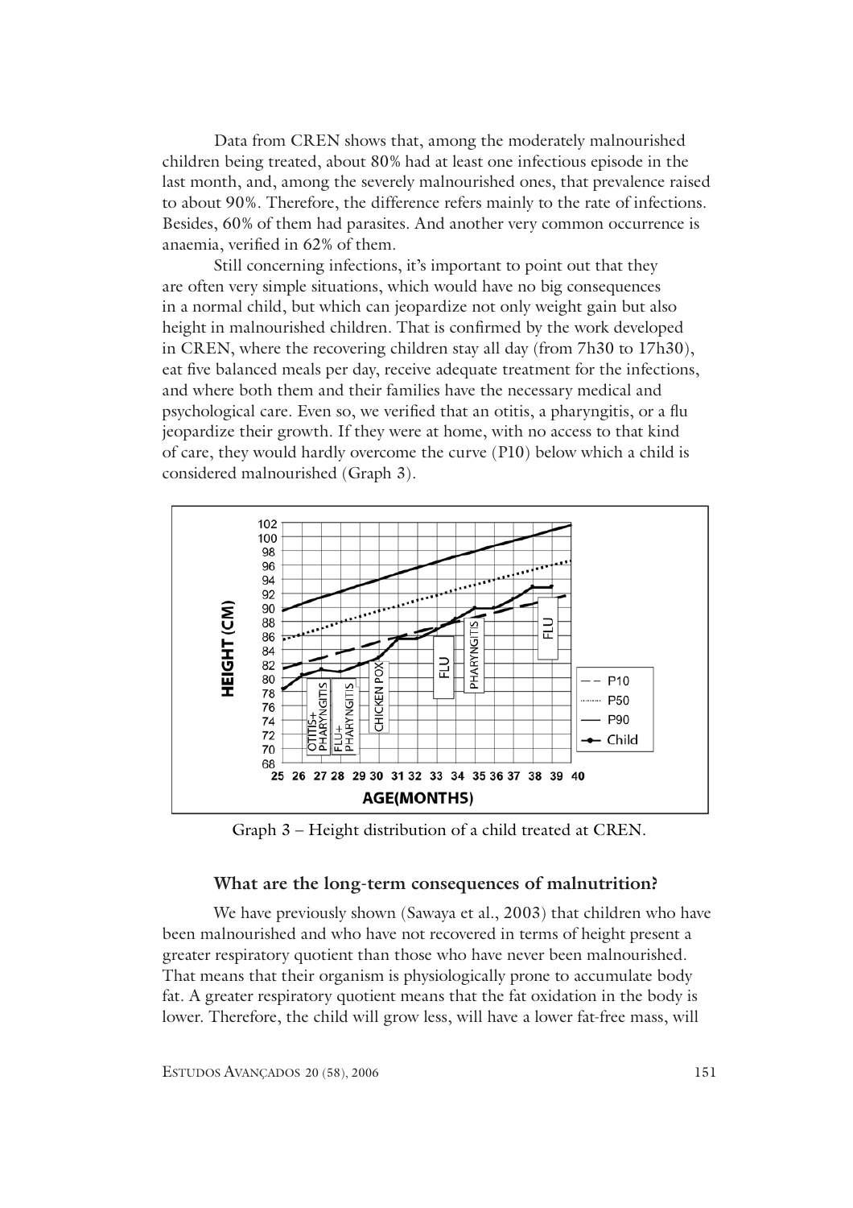Data from CREN shows that, among the moderately malnourished children being treated, about 80% had at least one infectious episode in the last month, and, among the severely malnourished ones, that prevalence raised to about 90%. Therefore, the difference refers mainly to the rate of infections. Besides, 60% of them had parasites. And another very common occurrence is anaemia, verified in 62% of them.

Still concerning infections, it's important to point out that they are often very simple situations, which would have no big consequences in a normal child, but which can jeopardize not only weight gain but also height in malnourished children. That is confirmed by the work developed in CREN, where the recovering children stay all day (from 7h30 to 17h30), eat five balanced meals per day, receive adequate treatment for the infections, and where both them and their families have the necessary medical and psychological care. Even so, we verified that an otitis, a pharyngitis, or a flu jeopardize their growth. If they were at home, with no access to that kind of care, they would hardly overcome the curve (P10) below which a child is considered malnourished (Graph 3).

Graph 3 – Height distribution of a child treated at CREN.

### What are the long-term consequences of malnutrition?

We have previously shown (Sawaya et al., 2003) that children who have been malnourished and who have not recovered in terms of height present a greater respiratory quotient than those who have never been malnourished. That means that their organism is physiologically prone to accumulate body fat. A greater respiratory quotient means that the fat oxidation in the body is lower. Therefore, the child will grow less, will have a lower fat-free mass, will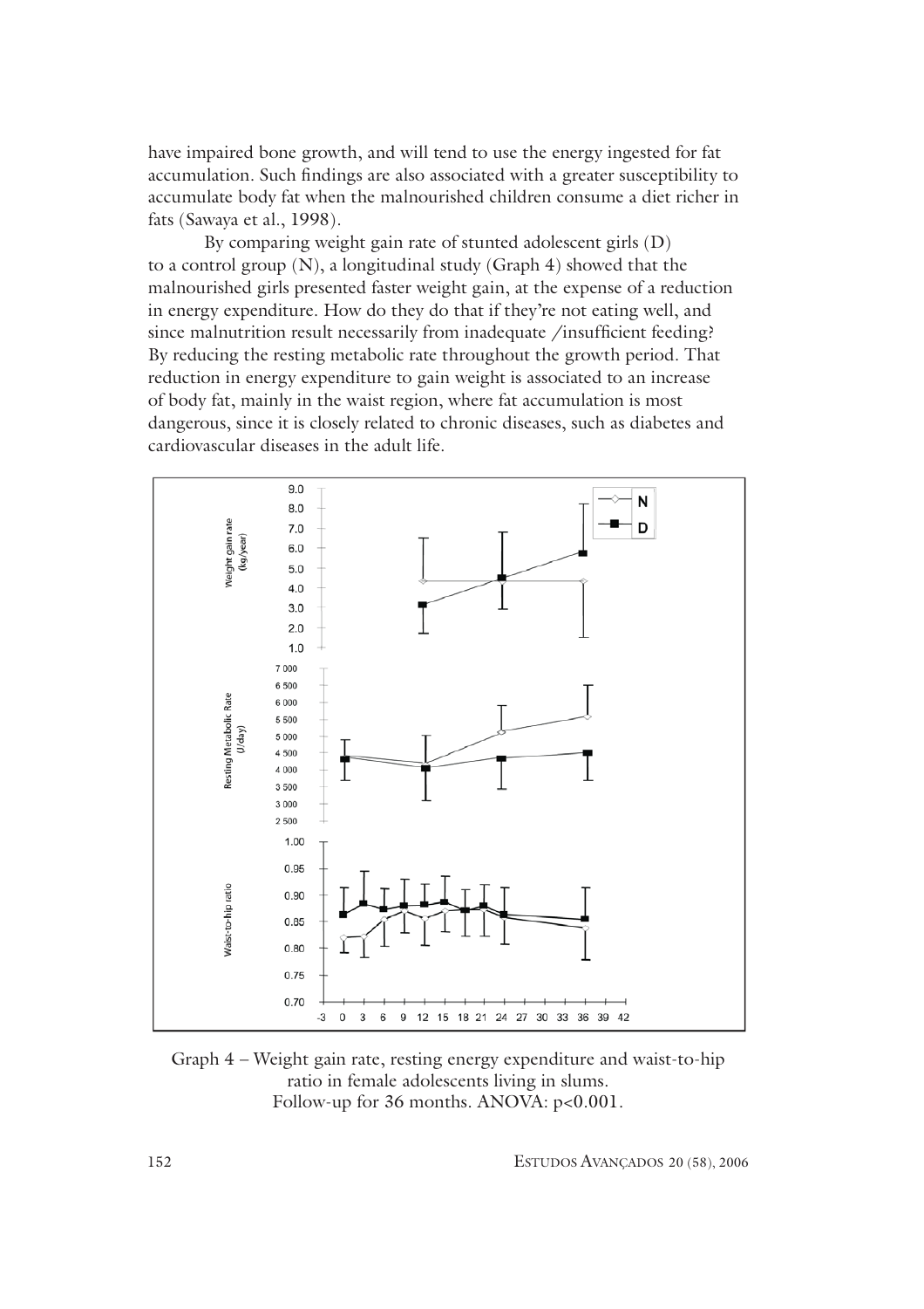have impaired bone growth, and will tend to use the energy ingested for fat accumulation. Such findings are also associated with a greater susceptibility to accumulate body fat when the malnourished children consume a diet richer in fats (Sawaya et al., 1998).

By comparing weight gain rate of stunted adolescent girls (D) to a control group (N), a longitudinal study (Graph 4) showed that the malnourished girls presented faster weight gain, at the expense of a reduction in energy expenditure. How do they do that if they're not eating well, and since malnutrition result necessarily from inadequate /insufficient feeding? By reducing the resting metabolic rate throughout the growth period. That reduction in energy expenditure to gain weight is associated to an increase of body fat, mainly in the waist region, where fat accumulation is most dangerous, since it is closely related to chronic diseases, such as diabetes and cardiovascular diseases in the adult life.

Graph 4 – Weight gain rate, resting energy expenditure and waist-to-hip ratio in female adolescents living in slums.
Follow-up for 36 months. ANOVA: $p<0.001$.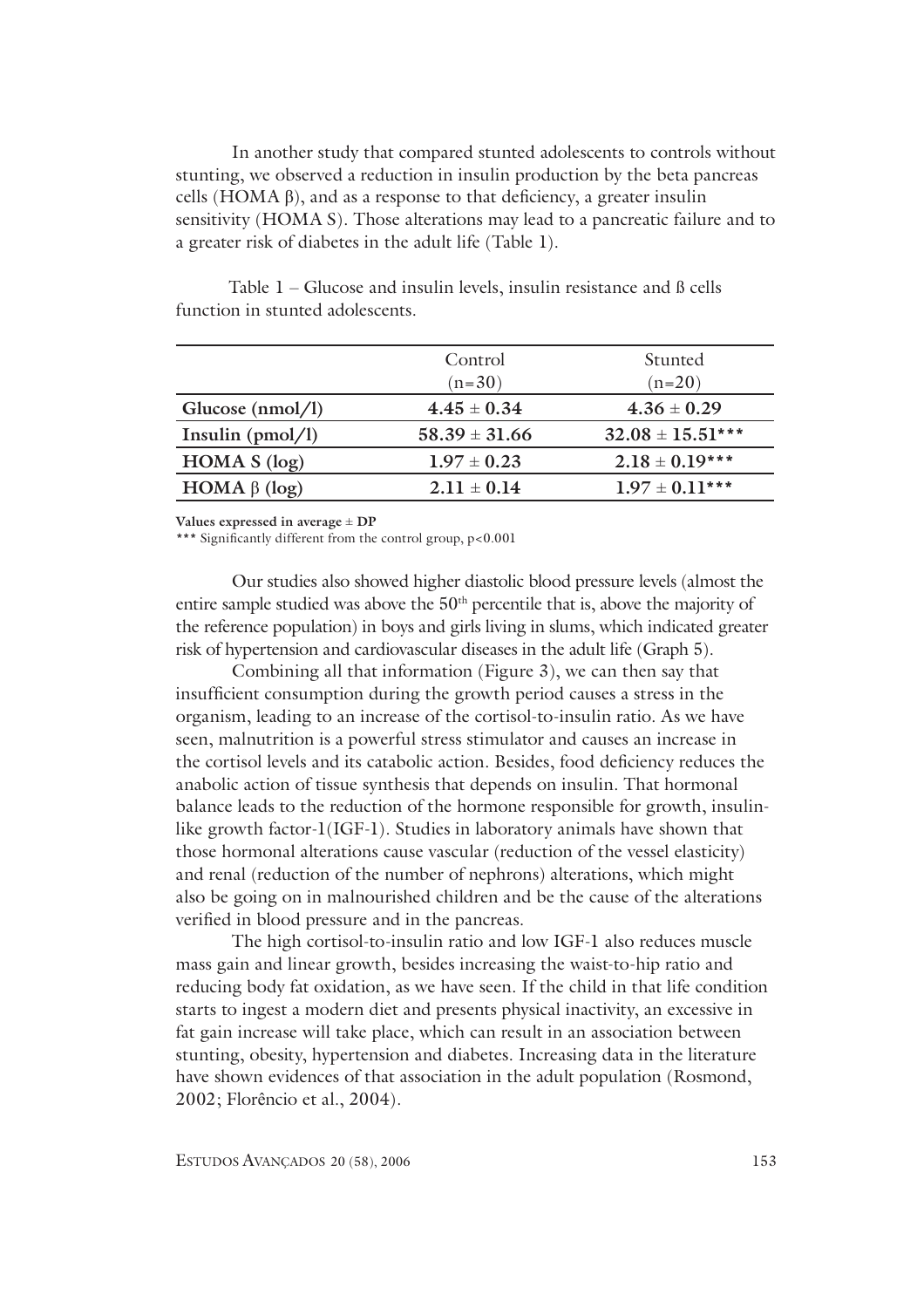In another study that compared stunted adolescents to controls without stunting, we observed a reduction in insulin production by the beta pancreas cells (HOMA β), and as a response to that deficiency, a greater insulin sensitivity (HOMA S). Those alterations may lead to a pancreatic failure and to a greater risk of diabetes in the adult life (Table 1).

Table 1 – Glucose and insulin levels, insulin resistance and ß cells function in stunted adolescents.

| | Control (n=30) | Stunted (n=20) |
|---|---|---|
| **Glucose (nmol/l)** | **4.45 ± 0.34** | **4.36 ± 0.29** |
| **Insulin (pmol/l)** | **58.39 ± 31.66** | **32.08 ± 15.51*** ** |
| **HOMA S (log)** | **1.97 ± 0.23** | **2.18 ± 0.19*** ** |
| **HOMA β (log)** | **2.11 ± 0.14** | **1.97 ± 0.11*** ** |

**Values expressed in average ± DP**

*** Significantly different from the control group, $p<0.001$

Our studies also showed higher diastolic blood pressure levels (almost the entire sample studied was above the 50th percentile that is, above the majority of the reference population) in boys and girls living in slums, which indicated greater risk of hypertension and cardiovascular diseases in the adult life (Graph 5).

Combining all that information (Figure 3), we can then say that insufficient consumption during the growth period causes a stress in the organism, leading to an increase of the cortisol-to-insulin ratio. As we have seen, malnutrition is a powerful stress stimulator and causes an increase in the cortisol levels and its catabolic action. Besides, food deficiency reduces the anabolic action of tissue synthesis that depends on insulin. That hormonal balance leads to the reduction of the hormone responsible for growth, insulin-like growth factor-1(IGF-1). Studies in laboratory animals have shown that those hormonal alterations cause vascular (reduction of the vessel elasticity) and renal (reduction of the number of nephrons) alterations, which might also be going on in malnourished children and be the cause of the alterations verified in blood pressure and in the pancreas.

The high cortisol-to-insulin ratio and low IGF-1 also reduces muscle mass gain and linear growth, besides increasing the waist-to-hip ratio and reducing body fat oxidation, as we have seen. If the child in that life condition starts to ingest a modern diet and presents physical inactivity, an excessive in fat gain increase will take place, which can result in an association between stunting, obesity, hypertension and diabetes. Increasing data in the literature have shown evidences of that association in the adult population (Rosmond, 2002; Florêncio et al., 2004).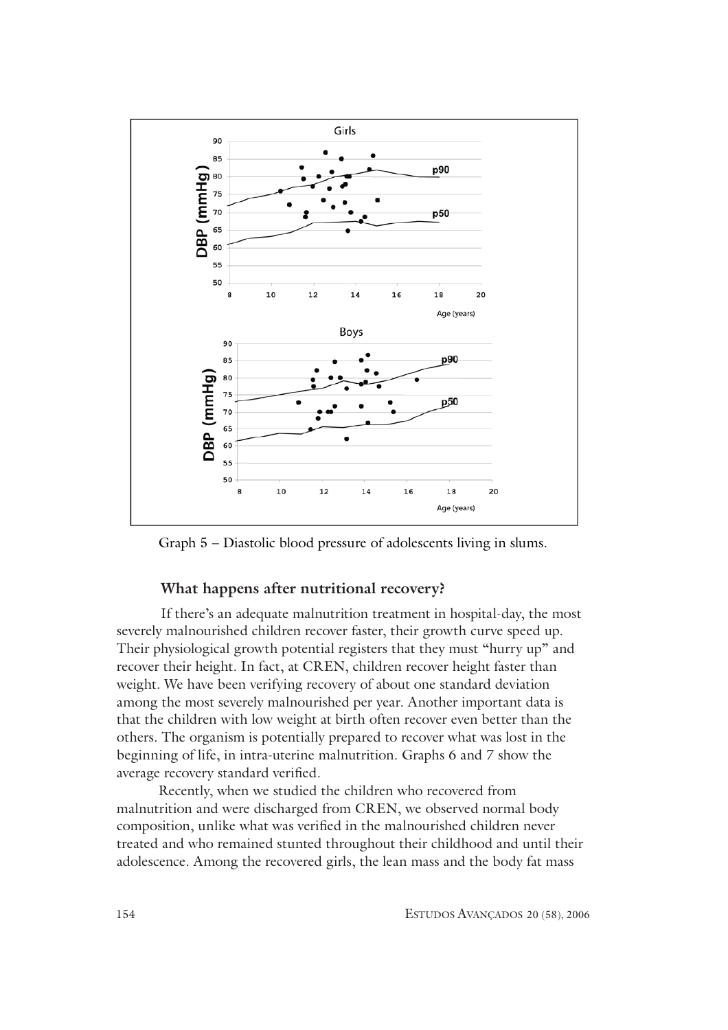Graph 5 – Diastolic blood pressure of adolescents living in slums.

## What happens after nutritional recovery?

If there's an adequate malnutrition treatment in hospital-day, the most severely malnourished children recover faster, their growth curve speed up. Their physiological growth potential registers that they must "hurry up" and recover their height. In fact, at CREN, children recover height faster than weight. We have been verifying recovery of about one standard deviation among the most severely malnourished per year. Another important data is that the children with low weight at birth often recover even better than the others. The organism is potentially prepared to recover what was lost in the beginning of life, in intra-uterine malnutrition. Graphs 6 and 7 show the average recovery standard verified.

Recently, when we studied the children who recovered from malnutrition and were discharged from CREN, we observed normal body composition, unlike what was verified in the malnourished children never treated and who remained stunted throughout their childhood and until their adolescence. Among the recovered girls, the lean mass and the body fat mass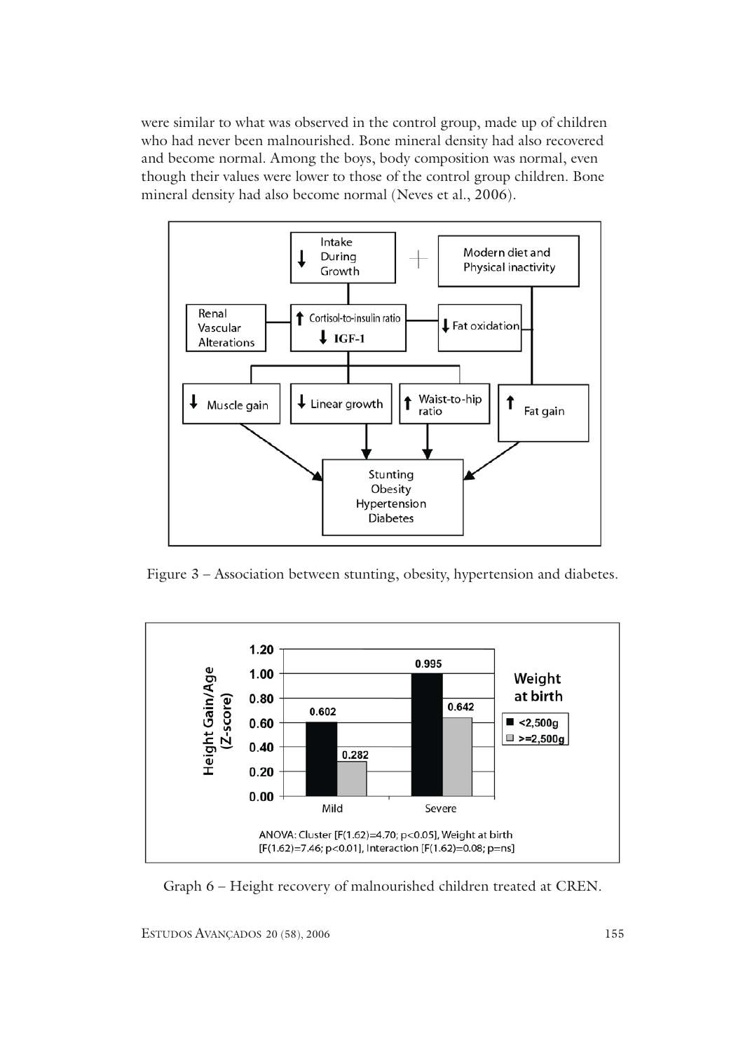were similar to what was observed in the control group, made up of children who had never been malnourished. Bone mineral density had also recovered and become normal. Among the boys, body composition was normal, even though their values were lower to those of the control group children. Bone mineral density had also become normal (Neves et al., 2006).

Figure 3 – Association between stunting, obesity, hypertension and diabetes.

Graph 6 – Height recovery of malnourished children treated at CREN.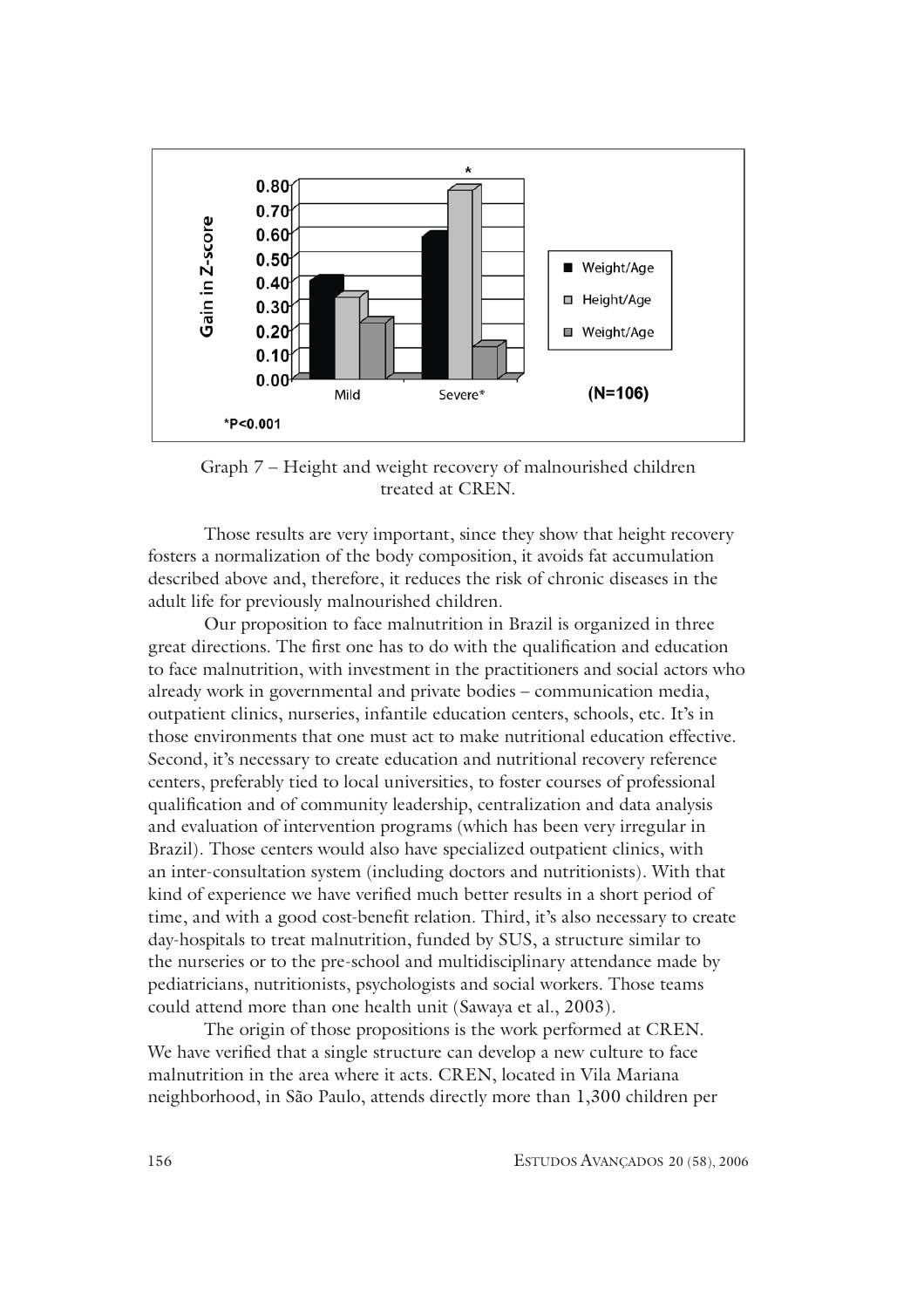Graph 7 – Height and weight recovery of malnourished children treated at CREN.

Those results are very important, since they show that height recovery fosters a normalization of the body composition, it avoids fat accumulation described above and, therefore, it reduces the risk of chronic diseases in the adult life for previously malnourished children.

Our proposition to face malnutrition in Brazil is organized in three great directions. The first one has to do with the qualification and education to face malnutrition, with investment in the practitioners and social actors who already work in governmental and private bodies – communication media, outpatient clinics, nurseries, infantile education centers, schools, etc. It's in those environments that one must act to make nutritional education effective. Second, it's necessary to create education and nutritional recovery reference centers, preferably tied to local universities, to foster courses of professional qualification and of community leadership, centralization and data analysis and evaluation of intervention programs (which has been very irregular in Brazil). Those centers would also have specialized outpatient clinics, with an inter-consultation system (including doctors and nutritionists). With that kind of experience we have verified much better results in a short period of time, and with a good cost-benefit relation. Third, it's also necessary to create day-hospitals to treat malnutrition, funded by SUS, a structure similar to the nurseries or to the pre-school and multidisciplinary attendance made by pediatricians, nutritionists, psychologists and social workers. Those teams could attend more than one health unit (Sawaya et al., 2003).

The origin of those propositions is the work performed at CREN. We have verified that a single structure can develop a new culture to face malnutrition in the area where it acts. CREN, located in Vila Mariana neighborhood, in São Paulo, attends directly more than 1,300 children per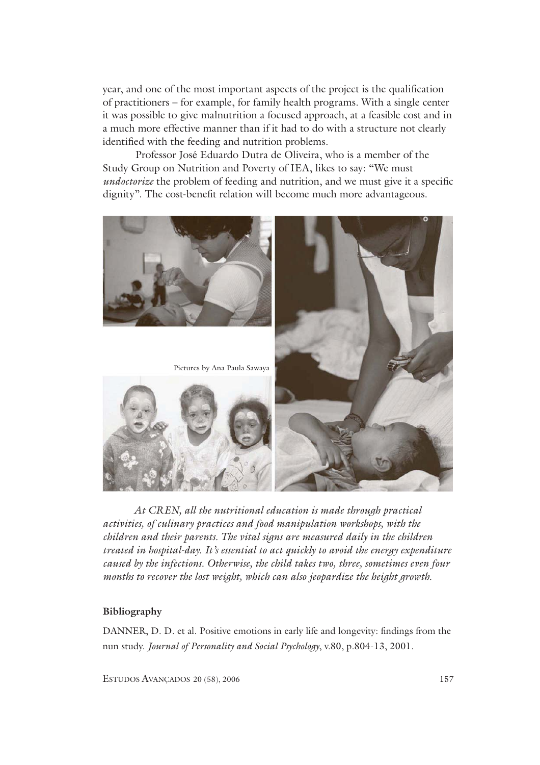year, and one of the most important aspects of the project is the qualification of practitioners – for example, for family health programs. With a single center it was possible to give malnutrition a focused approach, at a feasible cost and in a much more effective manner than if it had to do with a structure not clearly identified with the feeding and nutrition problems.

Professor José Eduardo Dutra de Oliveira, who is a member of the Study Group on Nutrition and Poverty of IEA, likes to say: "We must *undoctorize* the problem of feeding and nutrition, and we must give it a specific dignity". The cost-benefit relation will become much more advantageous.

Pictures by Ana Paula Sawaya

*At CREN, all the nutritional education is made through practical activities, of culinary practices and food manipulation workshops, with the children and their parents. The vital signs are measured daily in the children treated in hospital-day. It's essential to act quickly to avoid the energy expenditure caused by the infections. Otherwise, the child takes two, three, sometimes even four months to recover the lost weight, which can also jeopardize the height growth.*

### Bibliography

DANNER, D. D. et al. Positive emotions in early life and longevity: findings from the nun study. *Journal of Personality and Social Psychology*, v.80, p.804-13, 2001.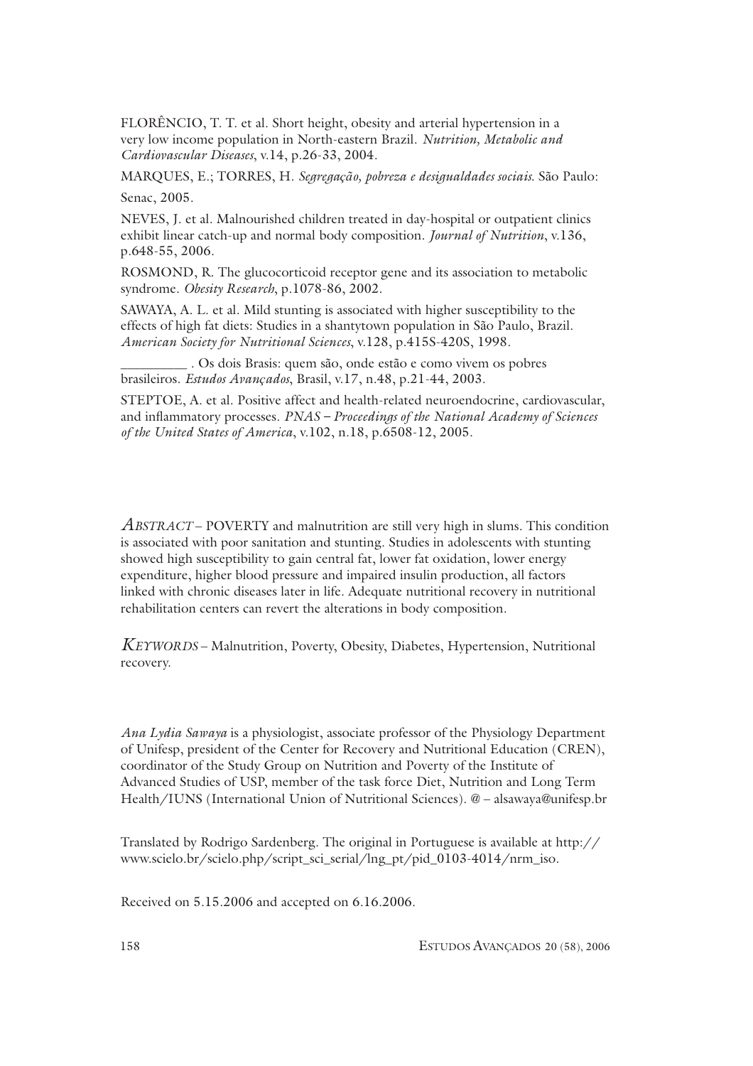FLORÊNCIO, T. T. et al. Short height, obesity and arterial hypertension in a very low income population in North-eastern Brazil. *Nutrition, Metabolic and Cardiovascular Diseases*, v.14, p.26-33, 2004.

MARQUES, E.; TORRES, H. *Segregação, pobreza e desigualdades sociais.* São Paulo: Senac, 2005.

NEVES, J. et al. Malnourished children treated in day-hospital or outpatient clinics exhibit linear catch-up and normal body composition. *Journal of Nutrition*, v.136, p.648-55, 2006.

ROSMOND, R. The glucocorticoid receptor gene and its association to metabolic syndrome. *Obesity Research*, p.1078-86, 2002.

SAWAYA, A. L. et al. Mild stunting is associated with higher susceptibility to the effects of high fat diets: Studies in a shantytown population in São Paulo, Brazil. *American Society for Nutritional Sciences*, v.128, p.415S-420S, 1998.

_________ . Os dois Brasis: quem são, onde estão e como vivem os pobres brasileiros. *Estudos Avançados*, Brasil, v.17, n.48, p.21-44, 2003.

STEPTOE, A. et al. Positive affect and health-related neuroendocrine, cardiovascular, and inflammatory processes. *PNAS – Proceedings of the National Academy of Sciences of the United States of America*, v.102, n.18, p.6508-12, 2005.

*ABSTRACT* – POVERTY and malnutrition are still very high in slums. This condition is associated with poor sanitation and stunting. Studies in adolescents with stunting showed high susceptibility to gain central fat, lower fat oxidation, lower energy expenditure, higher blood pressure and impaired insulin production, all factors linked with chronic diseases later in life. Adequate nutritional recovery in nutritional rehabilitation centers can revert the alterations in body composition.

*KEYWORDS* – Malnutrition, Poverty, Obesity, Diabetes, Hypertension, Nutritional recovery.

*Ana Lydia Sawaya* is a physiologist, associate professor of the Physiology Department of Unifesp, president of the Center for Recovery and Nutritional Education (CREN), coordinator of the Study Group on Nutrition and Poverty of the Institute of Advanced Studies of USP, member of the task force Diet, Nutrition and Long Term Health/IUNS (International Union of Nutritional Sciences). @ – alsawaya@unifesp.br

Translated by Rodrigo Sardenberg. The original in Portuguese is available at http://www.scielo.br/scielo.php/script_sci_serial/lng_pt/pid_0103-4014/nrm_iso.

Received on 5.15.2006 and accepted on 6.16.2006.